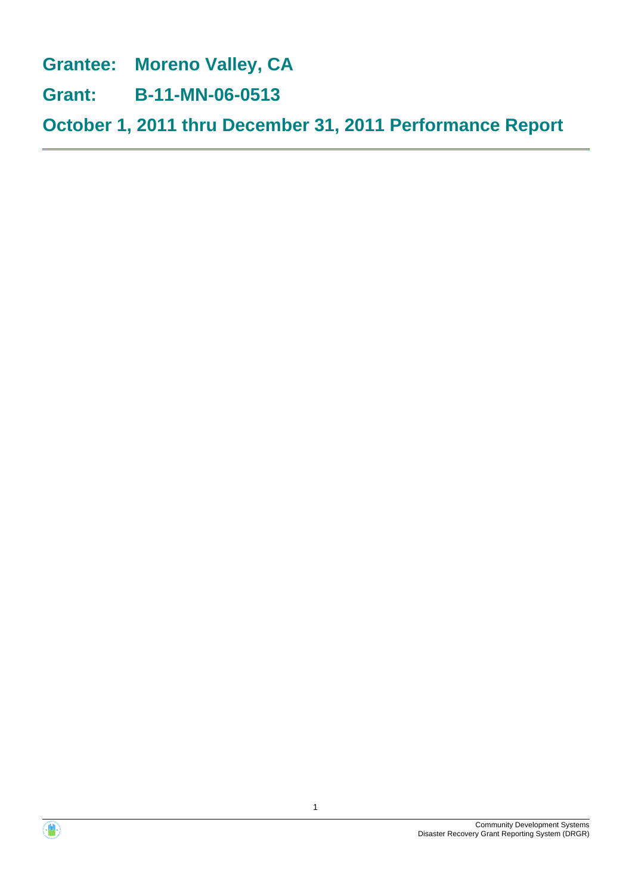# Grantee: Moreno Valley, CA

# Grant: B-11-MN-06-0513

# October 1, 2011 thru December 31, 2011 Performance Report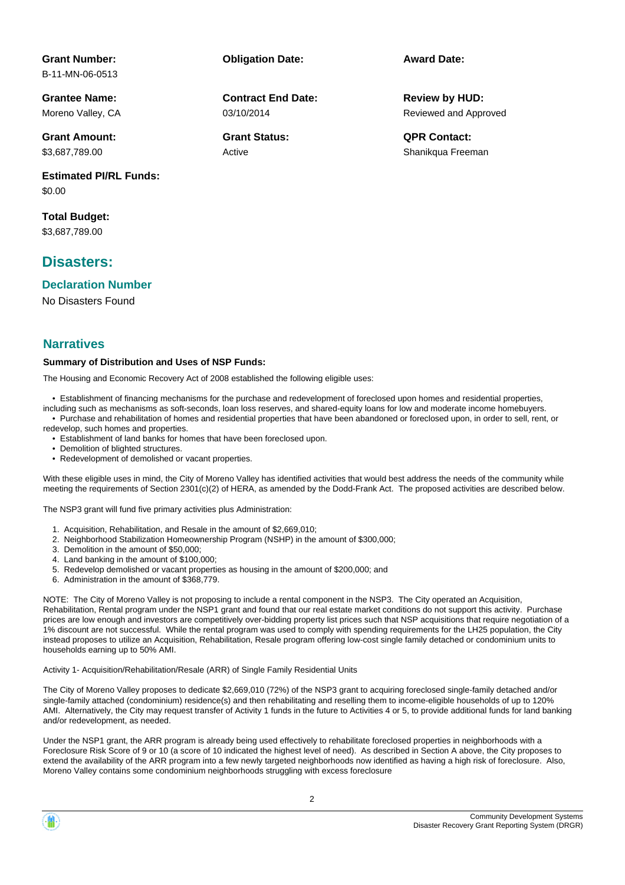**Grant Number:**
B-11-MN-06-0513

**Obligation Date:**

**Award Date:**

**Grantee Name:**
Moreno Valley, CA

**Contract End Date:**
03/10/2014

**Review by HUD:**
Reviewed and Approved

**Grant Amount:**
$3,687,789.00

**Grant Status:**
Active

**QPR Contact:**
Shanikqua Freeman

**Estimated PI/RL Funds:**
$0.00

**Total Budget:**
$3,687,789.00

## Disasters:

### Declaration Number

No Disasters Found

## Narratives

**Summary of Distribution and Uses of NSP Funds:**

The Housing and Economic Recovery Act of 2008 established the following eligible uses:

- Establishment of financing mechanisms for the purchase and redevelopment of foreclosed upon homes and residential properties, including such as mechanisms as soft-seconds, loan loss reserves, and shared-equity loans for low and moderate income homebuyers.
- Purchase and rehabilitation of homes and residential properties that have been abandoned or foreclosed upon, in order to sell, rent, or redevelop, such homes and properties.
- Establishment of land banks for homes that have been foreclosed upon.
- Demolition of blighted structures.
- Redevelopment of demolished or vacant properties.

With these eligible uses in mind, the City of Moreno Valley has identified activities that would best address the needs of the community while meeting the requirements of Section 2301(c)(2) of HERA, as amended by the Dodd-Frank Act. The proposed activities are described below.

The NSP3 grant will fund five primary activities plus Administration:

1. Acquisition, Rehabilitation, and Resale in the amount of $2,669,010;
2. Neighborhood Stabilization Homeownership Program (NSHP) in the amount of $300,000;
3. Demolition in the amount of $50,000;
4. Land banking in the amount of $100,000;
5. Redevelop demolished or vacant properties as housing in the amount of $200,000; and
6. Administration in the amount of $368,779.

NOTE: The City of Moreno Valley is not proposing to include a rental component in the NSP3. The City operated an Acquisition, Rehabilitation, Rental program under the NSP1 grant and found that our real estate market conditions do not support this activity. Purchase prices are low enough and investors are competitively over-bidding property list prices such that NSP acquisitions that require negotiation of a 1% discount are not successful. While the rental program was used to comply with spending requirements for the LH25 population, the City instead proposes to utilize an Acquisition, Rehabilitation, Resale program offering low-cost single family detached or condominium units to households earning up to 50% AMI.

Activity 1- Acquisition/Rehabilitation/Resale (ARR) of Single Family Residential Units

The City of Moreno Valley proposes to dedicate $2,669,010 (72%) of the NSP3 grant to acquiring foreclosed single-family detached and/or single-family attached (condominium) residence(s) and then rehabilitating and reselling them to income-eligible households of up to 120% AMI. Alternatively, the City may request transfer of Activity 1 funds in the future to Activities 4 or 5, to provide additional funds for land banking and/or redevelopment, as needed.

Under the NSP1 grant, the ARR program is already being used effectively to rehabilitate foreclosed properties in neighborhoods with a Foreclosure Risk Score of 9 or 10 (a score of 10 indicated the highest level of need). As described in Section A above, the City proposes to extend the availability of the ARR program into a few newly targeted neighborhoods now identified as having a high risk of foreclosure. Also, Moreno Valley contains some condominium neighborhoods struggling with excess foreclosure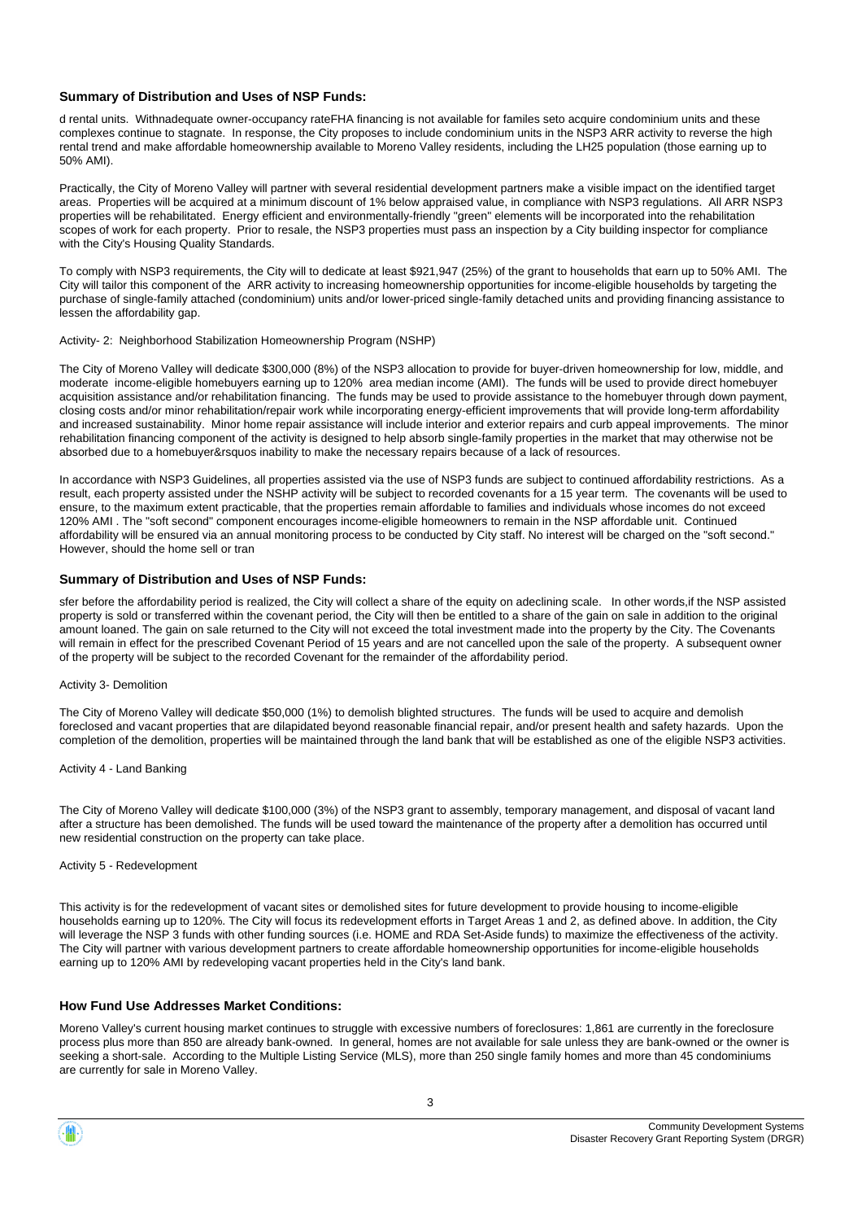### Summary of Distribution and Uses of NSP Funds:

d rental units. Withnadequate owner-occupancy rateFHA financing is not available for familes seto acquire condominium units and these complexes continue to stagnate. In response, the City proposes to include condominium units in the NSP3 ARR activity to reverse the high rental trend and make affordable homeownership available to Moreno Valley residents, including the LH25 population (those earning up to 50% AMI).

Practically, the City of Moreno Valley will partner with several residential development partners make a visible impact on the identified target areas. Properties will be acquired at a minimum discount of 1% below appraised value, in compliance with NSP3 regulations. All ARR NSP3 properties will be rehabilitated. Energy efficient and environmentally-friendly "green" elements will be incorporated into the rehabilitation scopes of work for each property. Prior to resale, the NSP3 properties must pass an inspection by a City building inspector for compliance with the City's Housing Quality Standards.

To comply with NSP3 requirements, the City will to dedicate at least $921,947 (25%) of the grant to households that earn up to 50% AMI. The City will tailor this component of the ARR activity to increasing homeownership opportunities for income-eligible households by targeting the purchase of single-family attached (condominium) units and/or lower-priced single-family detached units and providing financing assistance to lessen the affordability gap.

Activity- 2: Neighborhood Stabilization Homeownership Program (NSHP)

The City of Moreno Valley will dedicate $300,000 (8%) of the NSP3 allocation to provide for buyer-driven homeownership for low, middle, and moderate income-eligible homebuyers earning up to 120% area median income (AMI). The funds will be used to provide direct homebuyer acquisition assistance and/or rehabilitation financing. The funds may be used to provide assistance to the homebuyer through down payment, closing costs and/or minor rehabilitation/repair work while incorporating energy-efficient improvements that will provide long-term affordability and increased sustainability. Minor home repair assistance will include interior and exterior repairs and curb appeal improvements. The minor rehabilitation financing component of the activity is designed to help absorb single-family properties in the market that may otherwise not be absorbed due to a homebuyer&rsquos inability to make the necessary repairs because of a lack of resources.

In accordance with NSP3 Guidelines, all properties assisted via the use of NSP3 funds are subject to continued affordability restrictions. As a result, each property assisted under the NSHP activity will be subject to recorded covenants for a 15 year term. The covenants will be used to ensure, to the maximum extent practicable, that the properties remain affordable to families and individuals whose incomes do not exceed 120% AMI . The "soft second" component encourages income-eligible homeowners to remain in the NSP affordable unit. Continued affordability will be ensured via an annual monitoring process to be conducted by City staff. No interest will be charged on the "soft second." However, should the home sell or tran

### Summary of Distribution and Uses of NSP Funds:

sfer before the affordability period is realized, the City will collect a share of the equity on adeclining scale. In other words,if the NSP assisted property is sold or transferred within the covenant period, the City will then be entitled to a share of the gain on sale in addition to the original amount loaned. The gain on sale returned to the City will not exceed the total investment made into the property by the City. The Covenants will remain in effect for the prescribed Covenant Period of 15 years and are not cancelled upon the sale of the property. A subsequent owner of the property will be subject to the recorded Covenant for the remainder of the affordability period.

Activity 3- Demolition

The City of Moreno Valley will dedicate $50,000 (1%) to demolish blighted structures. The funds will be used to acquire and demolish foreclosed and vacant properties that are dilapidated beyond reasonable financial repair, and/or present health and safety hazards. Upon the completion of the demolition, properties will be maintained through the land bank that will be established as one of the eligible NSP3 activities.

Activity 4 - Land Banking

The City of Moreno Valley will dedicate $100,000 (3%) of the NSP3 grant to assembly, temporary management, and disposal of vacant land after a structure has been demolished. The funds will be used toward the maintenance of the property after a demolition has occurred until new residential construction on the property can take place.

Activity 5 - Redevelopment

This activity is for the redevelopment of vacant sites or demolished sites for future development to provide housing to income-eligible households earning up to 120%. The City will focus its redevelopment efforts in Target Areas 1 and 2, as defined above. In addition, the City will leverage the NSP 3 funds with other funding sources (i.e. HOME and RDA Set-Aside funds) to maximize the effectiveness of the activity. The City will partner with various development partners to create affordable homeownership opportunities for income-eligible households earning up to 120% AMI by redeveloping vacant properties held in the City's land bank.

### How Fund Use Addresses Market Conditions:

Moreno Valley's current housing market continues to struggle with excessive numbers of foreclosures: 1,861 are currently in the foreclosure process plus more than 850 are already bank-owned. In general, homes are not available for sale unless they are bank-owned or the owner is seeking a short-sale. According to the Multiple Listing Service (MLS), more than 250 single family homes and more than 45 condominiums are currently for sale in Moreno Valley.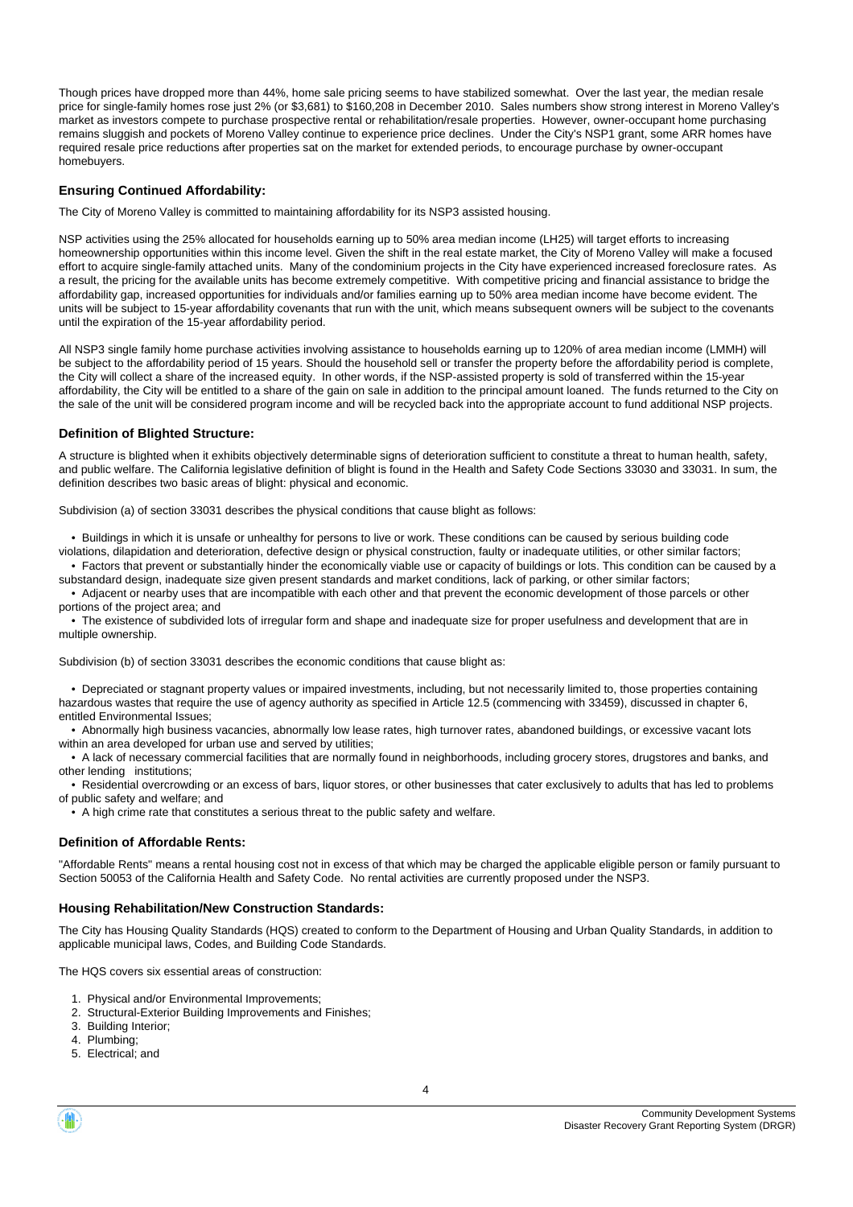Though prices have dropped more than 44%, home sale pricing seems to have stabilized somewhat. Over the last year, the median resale price for single-family homes rose just 2% (or $3,681) to $160,208 in December 2010. Sales numbers show strong interest in Moreno Valley's market as investors compete to purchase prospective rental or rehabilitation/resale properties. However, owner-occupant home purchasing remains sluggish and pockets of Moreno Valley continue to experience price declines. Under the City's NSP1 grant, some ARR homes have required resale price reductions after properties sat on the market for extended periods, to encourage purchase by owner-occupant homebuyers.

### Ensuring Continued Affordability:

The City of Moreno Valley is committed to maintaining affordability for its NSP3 assisted housing.

NSP activities using the 25% allocated for households earning up to 50% area median income (LH25) will target efforts to increasing homeownership opportunities within this income level. Given the shift in the real estate market, the City of Moreno Valley will make a focused effort to acquire single-family attached units. Many of the condominium projects in the City have experienced increased foreclosure rates. As a result, the pricing for the available units has become extremely competitive. With competitive pricing and financial assistance to bridge the affordability gap, increased opportunities for individuals and/or families earning up to 50% area median income have become evident. The units will be subject to 15-year affordability covenants that run with the unit, which means subsequent owners will be subject to the covenants until the expiration of the 15-year affordability period.

All NSP3 single family home purchase activities involving assistance to households earning up to 120% of area median income (LMMH) will be subject to the affordability period of 15 years. Should the household sell or transfer the property before the affordability period is complete, the City will collect a share of the increased equity. In other words, if the NSP-assisted property is sold of transferred within the 15-year affordability, the City will be entitled to a share of the gain on sale in addition to the principal amount loaned. The funds returned to the City on the sale of the unit will be considered program income and will be recycled back into the appropriate account to fund additional NSP projects.

### Definition of Blighted Structure:

A structure is blighted when it exhibits objectively determinable signs of deterioration sufficient to constitute a threat to human health, safety, and public welfare. The California legislative definition of blight is found in the Health and Safety Code Sections 33030 and 33031. In sum, the definition describes two basic areas of blight: physical and economic.

Subdivision (a) of section 33031 describes the physical conditions that cause blight as follows:

- Buildings in which it is unsafe or unhealthy for persons to live or work. These conditions can be caused by serious building code violations, dilapidation and deterioration, defective design or physical construction, faulty or inadequate utilities, or other similar factors;
- Factors that prevent or substantially hinder the economically viable use or capacity of buildings or lots. This condition can be caused by a substandard design, inadequate size given present standards and market conditions, lack of parking, or other similar factors;
- Adjacent or nearby uses that are incompatible with each other and that prevent the economic development of those parcels or other portions of the project area; and
- The existence of subdivided lots of irregular form and shape and inadequate size for proper usefulness and development that are in multiple ownership.

Subdivision (b) of section 33031 describes the economic conditions that cause blight as:

- Depreciated or stagnant property values or impaired investments, including, but not necessarily limited to, those properties containing hazardous wastes that require the use of agency authority as specified in Article 12.5 (commencing with 33459), discussed in chapter 6, entitled Environmental Issues;
- Abnormally high business vacancies, abnormally low lease rates, high turnover rates, abandoned buildings, or excessive vacant lots within an area developed for urban use and served by utilities;
- A lack of necessary commercial facilities that are normally found in neighborhoods, including grocery stores, drugstores and banks, and other lending institutions;
- Residential overcrowding or an excess of bars, liquor stores, or other businesses that cater exclusively to adults that has led to problems of public safety and welfare; and
- A high crime rate that constitutes a serious threat to the public safety and welfare.

### Definition of Affordable Rents:

"Affordable Rents" means a rental housing cost not in excess of that which may be charged the applicable eligible person or family pursuant to Section 50053 of the California Health and Safety Code. No rental activities are currently proposed under the NSP3.

### Housing Rehabilitation/New Construction Standards:

The City has Housing Quality Standards (HQS) created to conform to the Department of Housing and Urban Quality Standards, in addition to applicable municipal laws, Codes, and Building Code Standards.

The HQS covers six essential areas of construction:

1. Physical and/or Environmental Improvements;
2. Structural-Exterior Building Improvements and Finishes;
3. Building Interior;
4. Plumbing;
5. Electrical; and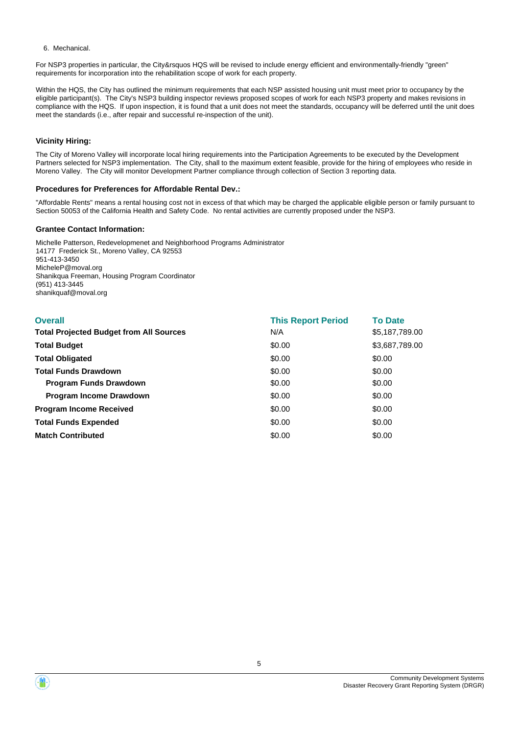6. Mechanical.

For NSP3 properties in particular, the City&rsquos HQS will be revised to include energy efficient and environmentally-friendly "green" requirements for incorporation into the rehabilitation scope of work for each property.

Within the HQS, the City has outlined the minimum requirements that each NSP assisted housing unit must meet prior to occupancy by the eligible participant(s). The City's NSP3 building inspector reviews proposed scopes of work for each NSP3 property and makes revisions in compliance with the HQS. If upon inspection, it is found that a unit does not meet the standards, occupancy will be deferred until the unit does meet the standards (i.e., after repair and successful re-inspection of the unit).

### Vicinity Hiring:

The City of Moreno Valley will incorporate local hiring requirements into the Participation Agreements to be executed by the Development Partners selected for NSP3 implementation. The City, shall to the maximum extent feasible, provide for the hiring of employees who reside in Moreno Valley. The City will monitor Development Partner compliance through collection of Section 3 reporting data.

### Procedures for Preferences for Affordable Rental Dev.:

"Affordable Rents" means a rental housing cost not in excess of that which may be charged the applicable eligible person or family pursuant to Section 50053 of the California Health and Safety Code. No rental activities are currently proposed under the NSP3.

### Grantee Contact Information:

Michelle Patterson, Redevelopmenet and Neighborhood Programs Administrator
14177 Frederick St., Moreno Valley, CA 92553
951-413-3450
MicheleP@moval.org
Shanikqua Freeman, Housing Program Coordinator
(951) 413-3445
shanikquaf@moval.org

| Overall | This Report Period | To Date |
|---|---|---|
| **Total Projected Budget from All Sources** | N/A | $5,187,789.00 |
| **Total Budget** | $0.00 | $3,687,789.00 |
| **Total Obligated** | $0.00 | $0.00 |
| **Total Funds Drawdown** | $0.00 | $0.00 |
| **Program Funds Drawdown** | $0.00 | $0.00 |
| **Program Income Drawdown** | $0.00 | $0.00 |
| **Program Income Received** | $0.00 | $0.00 |
| **Total Funds Expended** | $0.00 | $0.00 |
| **Match Contributed** | $0.00 | $0.00 |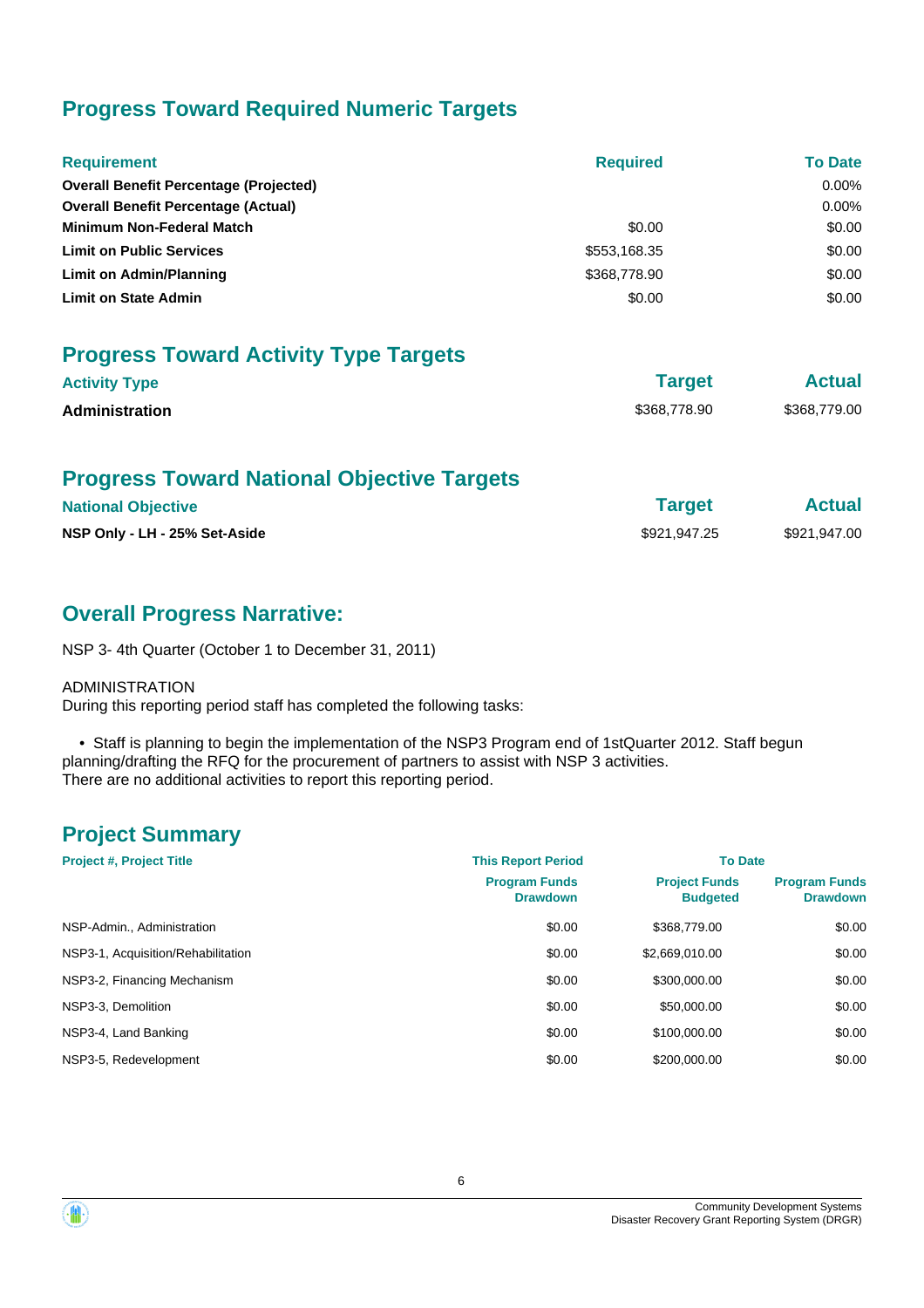## Progress Toward Required Numeric Targets

| Requirement | Required | To Date |
|---|---|---|
| **Overall Benefit Percentage (Projected)** | | 0.00% |
| **Overall Benefit Percentage (Actual)** | | 0.00% |
| **Minimum Non-Federal Match** | $0.00 | $0.00 |
| **Limit on Public Services** | $553,168.35 | $0.00 |
| **Limit on Admin/Planning** | $368,778.90 | $0.00 |
| **Limit on State Admin** | $0.00 | $0.00 |

## Progress Toward Activity Type Targets

| Activity Type | Target | Actual |
|---|---|---|
| **Administration** | $368,778.90 | $368,779.00 |

## Progress Toward National Objective Targets

| National Objective | Target | Actual |
|---|---|---|
| **NSP Only - LH - 25% Set-Aside** | $921,947.25 | $921,947.00 |

## Overall Progress Narrative:

NSP 3- 4th Quarter (October 1 to December 31, 2011)

ADMINISTRATION
During this reporting period staff has completed the following tasks:

- Staff is planning to begin the implementation of the NSP3 Program end of 1stQuarter 2012. Staff begun planning/drafting the RFQ for the procurement of partners to assist with NSP 3 activities.

There are no additional activities to report this reporting period.

## Project Summary

| Project #, Project Title | This Report Period | To Date | |
|---|---|---|---|
| | Program Funds Drawdown | Project Funds Budgeted | Program Funds Drawdown |
| NSP-Admin., Administration | $0.00 | $368,779.00 | $0.00 |
| NSP3-1, Acquisition/Rehabilitation | $0.00 | $2,669,010.00 | $0.00 |
| NSP3-2, Financing Mechanism | $0.00 | $300,000.00 | $0.00 |
| NSP3-3, Demolition | $0.00 | $50,000.00 | $0.00 |
| NSP3-4, Land Banking | $0.00 | $100,000.00 | $0.00 |
| NSP3-5, Redevelopment | $0.00 | $200,000.00 | $0.00 |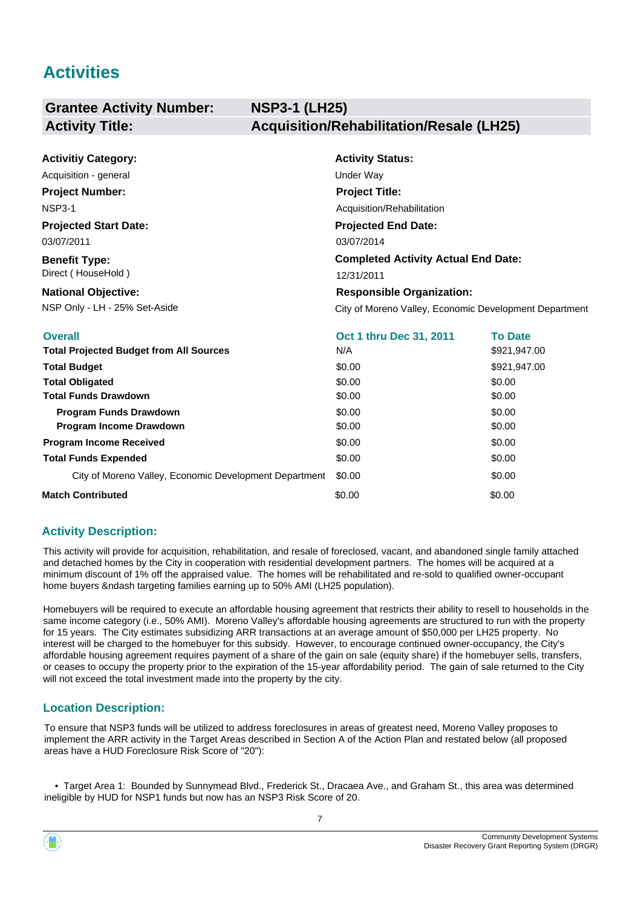# Activities

| **Grantee Activity Number:** | **NSP3-1 (LH25)** |
|---|---|
| **Activity Title:** | **Acquisition/Rehabilitation/Resale (LH25)** |

| | |
|---|---|
| **Activitiy Category:** | **Activity Status:** |
| Acquisition - general | Under Way |
| **Project Number:** | **Project Title:** |
| NSP3-1 | Acquisition/Rehabilitation |
| **Projected Start Date:** | **Projected End Date:** |
| 03/07/2011 | 03/07/2014 |
| **Benefit Type:** | **Completed Activity Actual End Date:** |
| Direct ( HouseHold ) | 12/31/2011 |
| **National Objective:** | **Responsible Organization:** |
| NSP Only - LH - 25% Set-Aside | City of Moreno Valley, Economic Development Department |

| **Overall** | **Oct 1 thru Dec 31, 2011** | **To Date** |
|---|---|---|
| **Total Projected Budget from All Sources** | N/A | $921,947.00 |
| **Total Budget** | $0.00 | $921,947.00 |
| **Total Obligated** | $0.00 | $0.00 |
| **Total Funds Drawdown** | $0.00 | $0.00 |
| **Program Funds Drawdown** | $0.00 | $0.00 |
| **Program Income Drawdown** | $0.00 | $0.00 |
| **Program Income Received** | $0.00 | $0.00 |
| **Total Funds Expended** | $0.00 | $0.00 |
| City of Moreno Valley, Economic Development Department | $0.00 | $0.00 |
| **Match Contributed** | $0.00 | $0.00 |

## Activity Description:

This activity will provide for acquisition, rehabilitation, and resale of foreclosed, vacant, and abandoned single family attached and detached homes by the City in cooperation with residential development partners. The homes will be acquired at a minimum discount of 1% off the appraised value. The homes will be rehabilitated and re-sold to qualified owner-occupant home buyers &ndash targeting families earning up to 50% AMI (LH25 population).

Homebuyers will be required to execute an affordable housing agreement that restricts their ability to resell to households in the same income category (i.e., 50% AMI). Moreno Valley's affordable housing agreements are structured to run with the property for 15 years. The City estimates subsidizing ARR transactions at an average amount of $50,000 per LH25 property. No interest will be charged to the homebuyer for this subsidy. However, to encourage continued owner-occupancy, the City's affordable housing agreement requires payment of a share of the gain on sale (equity share) if the homebuyer sells, transfers, or ceases to occupy the property prior to the expiration of the 15-year affordability period. The gain of sale returned to the City will not exceed the total investment made into the property by the city.

## Location Description:

To ensure that NSP3 funds will be utilized to address foreclosures in areas of greatest need, Moreno Valley proposes to implement the ARR activity in the Target Areas described in Section A of the Action Plan and restated below (all proposed areas have a HUD Foreclosure Risk Score of "20"):

- Target Area 1: Bounded by Sunnymead Blvd., Frederick St., Dracaea Ave., and Graham St., this area was determined ineligible by HUD for NSP1 funds but now has an NSP3 Risk Score of 20.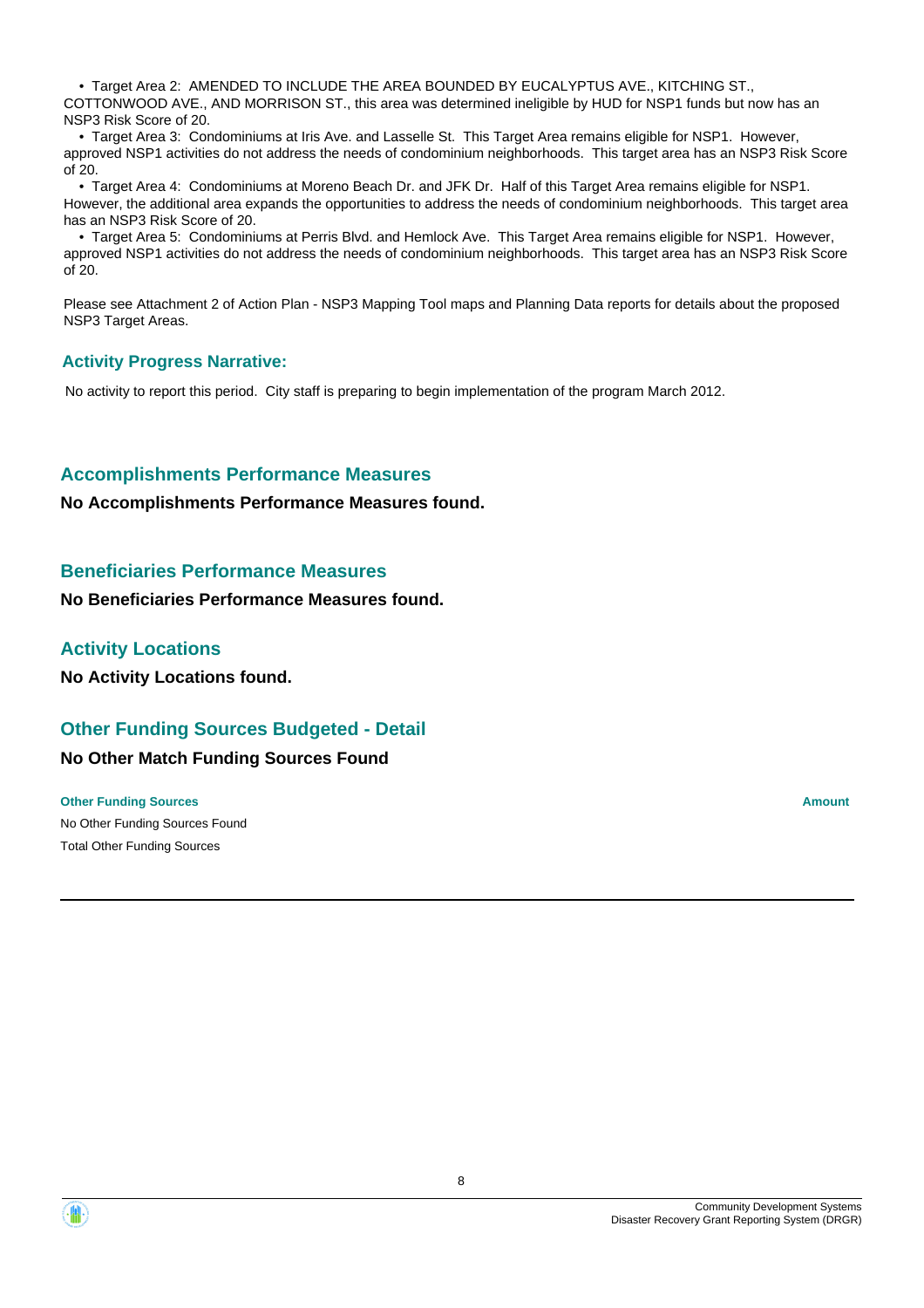- Target Area 2: AMENDED TO INCLUDE THE AREA BOUNDED BY EUCALYPTUS AVE., KITCHING ST., COTTONWOOD AVE., AND MORRISON ST., this area was determined ineligible by HUD for NSP1 funds but now has an NSP3 Risk Score of 20.
- Target Area 3: Condominiums at Iris Ave. and Lasselle St. This Target Area remains eligible for NSP1. However, approved NSP1 activities do not address the needs of condominium neighborhoods. This target area has an NSP3 Risk Score of 20.
- Target Area 4: Condominiums at Moreno Beach Dr. and JFK Dr. Half of this Target Area remains eligible for NSP1. However, the additional area expands the opportunities to address the needs of condominium neighborhoods. This target area has an NSP3 Risk Score of 20.
- Target Area 5: Condominiums at Perris Blvd. and Hemlock Ave. This Target Area remains eligible for NSP1. However, approved NSP1 activities do not address the needs of condominium neighborhoods. This target area has an NSP3 Risk Score of 20.

Please see Attachment 2 of Action Plan - NSP3 Mapping Tool maps and Planning Data reports for details about the proposed NSP3 Target Areas.

## Activity Progress Narrative:

No activity to report this period. City staff is preparing to begin implementation of the program March 2012.

## Accomplishments Performance Measures

**No Accomplishments Performance Measures found.**

## Beneficiaries Performance Measures

**No Beneficiaries Performance Measures found.**

## Activity Locations

**No Activity Locations found.**

## Other Funding Sources Budgeted - Detail

**No Other Match Funding Sources Found**

| Other Funding Sources | Amount |
|---|---|
| No Other Funding Sources Found | |
| Total Other Funding Sources | |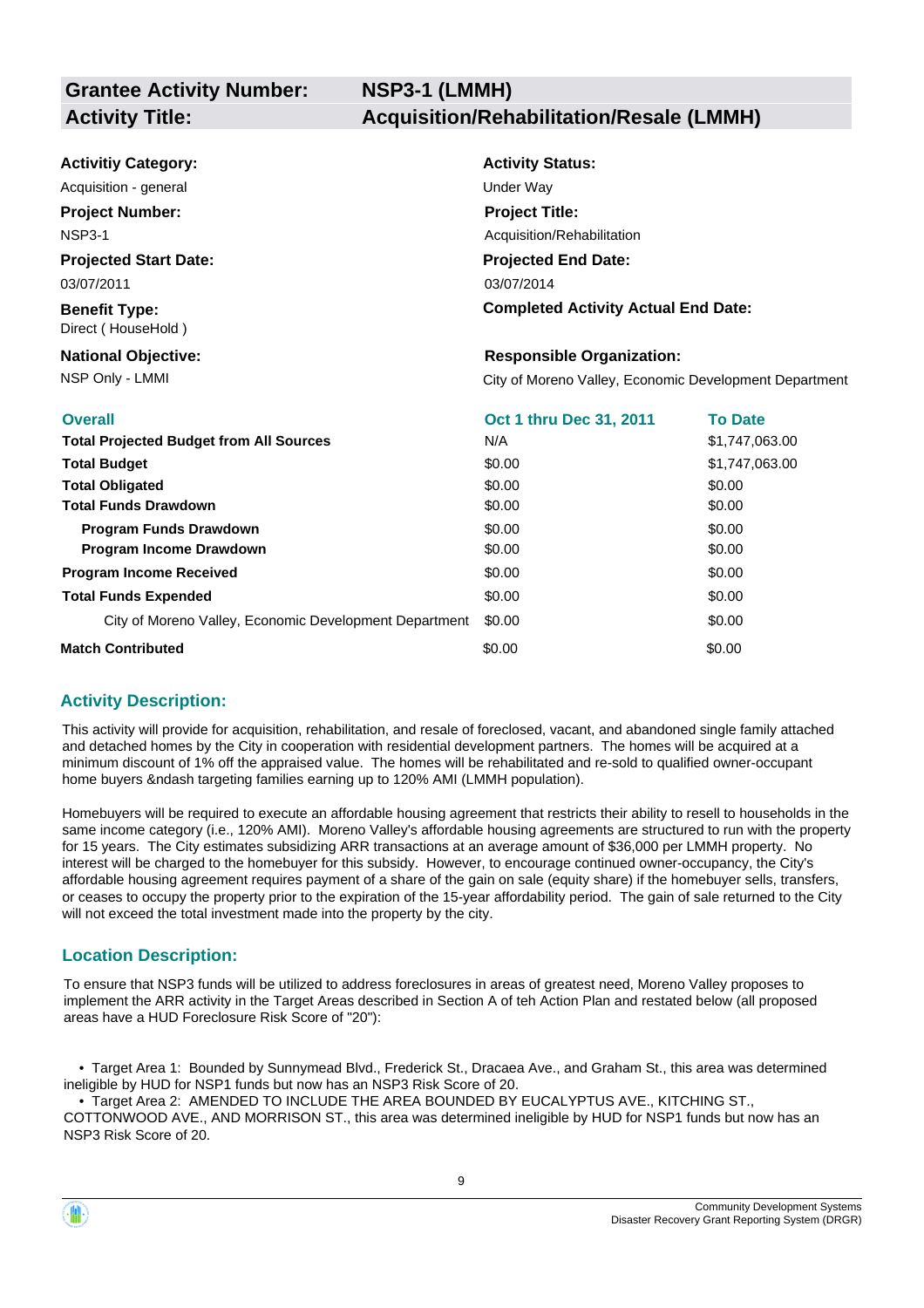| **Grantee Activity Number:** | **NSP3-1 (LMMH)** |
|---|---|
| **Activity Title:** | **Acquisition/Rehabilitation/Resale (LMMH)** |

**Activitiy Category:**
Acquisition - general

**Activity Status:**
Under Way

**Project Number:**
NSP3-1

**Project Title:**
Acquisition/Rehabilitation

**Projected Start Date:**
03/07/2011

**Projected End Date:**
03/07/2014

**Benefit Type:**
Direct ( HouseHold )

**Completed Activity Actual End Date:**

**National Objective:**
NSP Only - LMMI

**Responsible Organization:**
City of Moreno Valley, Economic Development Department

| **Overall** | **Oct 1 thru Dec 31, 2011** | **To Date** |
|---|---|---|
| **Total Projected Budget from All Sources** | N/A | $1,747,063.00 |
| **Total Budget** | $0.00 | $1,747,063.00 |
| **Total Obligated** | $0.00 | $0.00 |
| **Total Funds Drawdown** | $0.00 | $0.00 |
| **Program Funds Drawdown** | $0.00 | $0.00 |
| **Program Income Drawdown** | $0.00 | $0.00 |
| **Program Income Received** | $0.00 | $0.00 |
| **Total Funds Expended** | $0.00 | $0.00 |
| City of Moreno Valley, Economic Development Department | $0.00 | $0.00 |
| **Match Contributed** | $0.00 | $0.00 |

## Activity Description:

This activity will provide for acquisition, rehabilitation, and resale of foreclosed, vacant, and abandoned single family attached and detached homes by the City in cooperation with residential development partners. The homes will be acquired at a minimum discount of 1% off the appraised value. The homes will be rehabilitated and re-sold to qualified owner-occupant home buyers &ndash targeting families earning up to 120% AMI (LMMH population).

Homebuyers will be required to execute an affordable housing agreement that restricts their ability to resell to households in the same income category (i.e., 120% AMI). Moreno Valley's affordable housing agreements are structured to run with the property for 15 years. The City estimates subsidizing ARR transactions at an average amount of $36,000 per LMMH property. No interest will be charged to the homebuyer for this subsidy. However, to encourage continued owner-occupancy, the City's affordable housing agreement requires payment of a share of the gain on sale (equity share) if the homebuyer sells, transfers, or ceases to occupy the property prior to the expiration of the 15-year affordability period. The gain of sale returned to the City will not exceed the total investment made into the property by the city.

## Location Description:

To ensure that NSP3 funds will be utilized to address foreclosures in areas of greatest need, Moreno Valley proposes to implement the ARR activity in the Target Areas described in Section A of teh Action Plan and restated below (all proposed areas have a HUD Foreclosure Risk Score of "20"):

- Target Area 1: Bounded by Sunnymead Blvd., Frederick St., Dracaea Ave., and Graham St., this area was determined ineligible by HUD for NSP1 funds but now has an NSP3 Risk Score of 20.
- Target Area 2: AMENDED TO INCLUDE THE AREA BOUNDED BY EUCALYPTUS AVE., KITCHING ST., COTTONWOOD AVE., AND MORRISON ST., this area was determined ineligible by HUD for NSP1 funds but now has an NSP3 Risk Score of 20.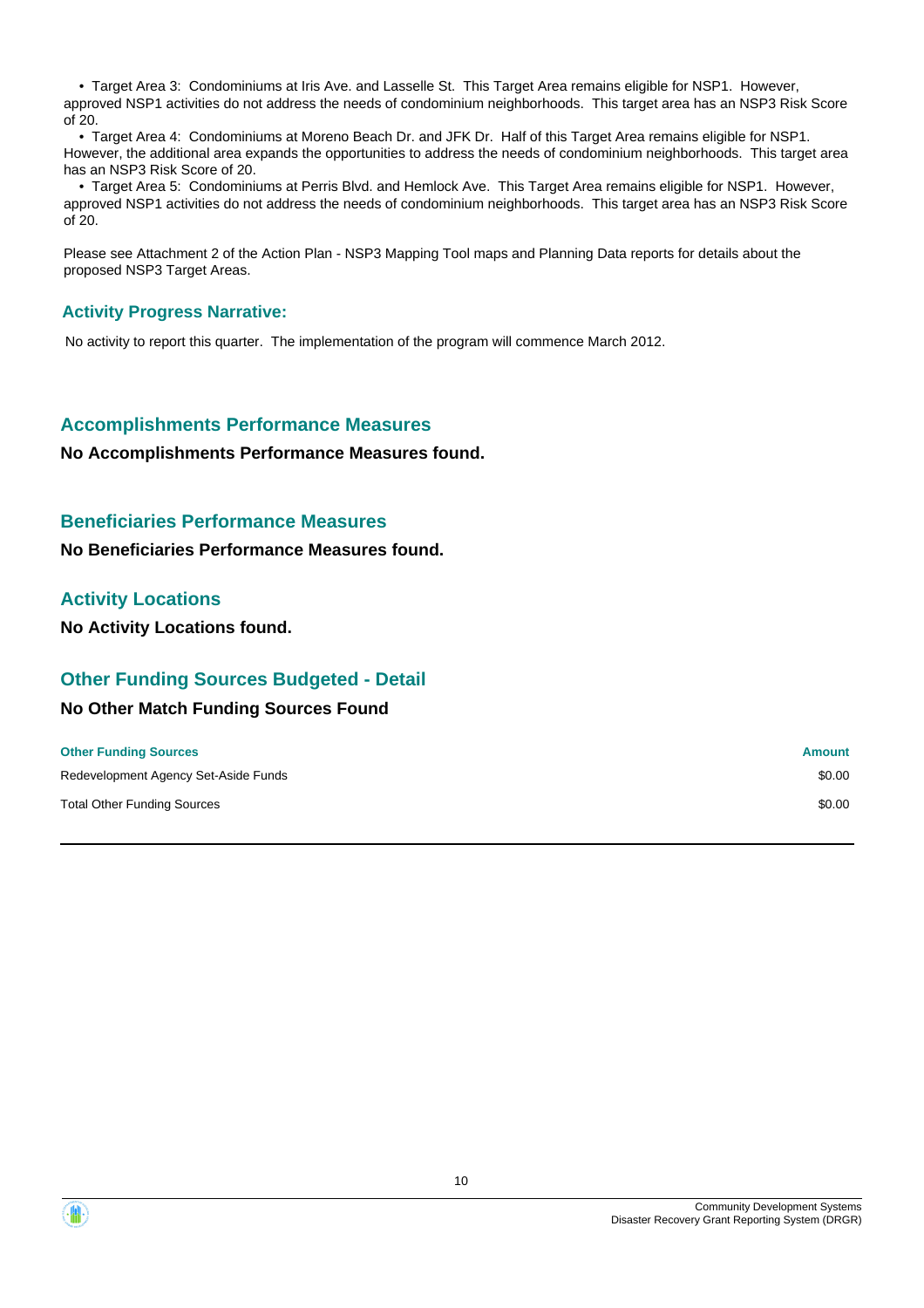- Target Area 3: Condominiums at Iris Ave. and Lasselle St. This Target Area remains eligible for NSP1. However, approved NSP1 activities do not address the needs of condominium neighborhoods. This target area has an NSP3 Risk Score of 20.
- Target Area 4: Condominiums at Moreno Beach Dr. and JFK Dr. Half of this Target Area remains eligible for NSP1. However, the additional area expands the opportunities to address the needs of condominium neighborhoods. This target area has an NSP3 Risk Score of 20.
- Target Area 5: Condominiums at Perris Blvd. and Hemlock Ave. This Target Area remains eligible for NSP1. However, approved NSP1 activities do not address the needs of condominium neighborhoods. This target area has an NSP3 Risk Score of 20.

Please see Attachment 2 of the Action Plan - NSP3 Mapping Tool maps and Planning Data reports for details about the proposed NSP3 Target Areas.

### Activity Progress Narrative:

No activity to report this quarter. The implementation of the program will commence March 2012.

## Accomplishments Performance Measures

**No Accomplishments Performance Measures found.**

## Beneficiaries Performance Measures

**No Beneficiaries Performance Measures found.**

## Activity Locations

**No Activity Locations found.**

## Other Funding Sources Budgeted - Detail

**No Other Match Funding Sources Found**

| Other Funding Sources | Amount |
| --- | --- |
| Redevelopment Agency Set-Aside Funds | $0.00 |
| Total Other Funding Sources | $0.00 |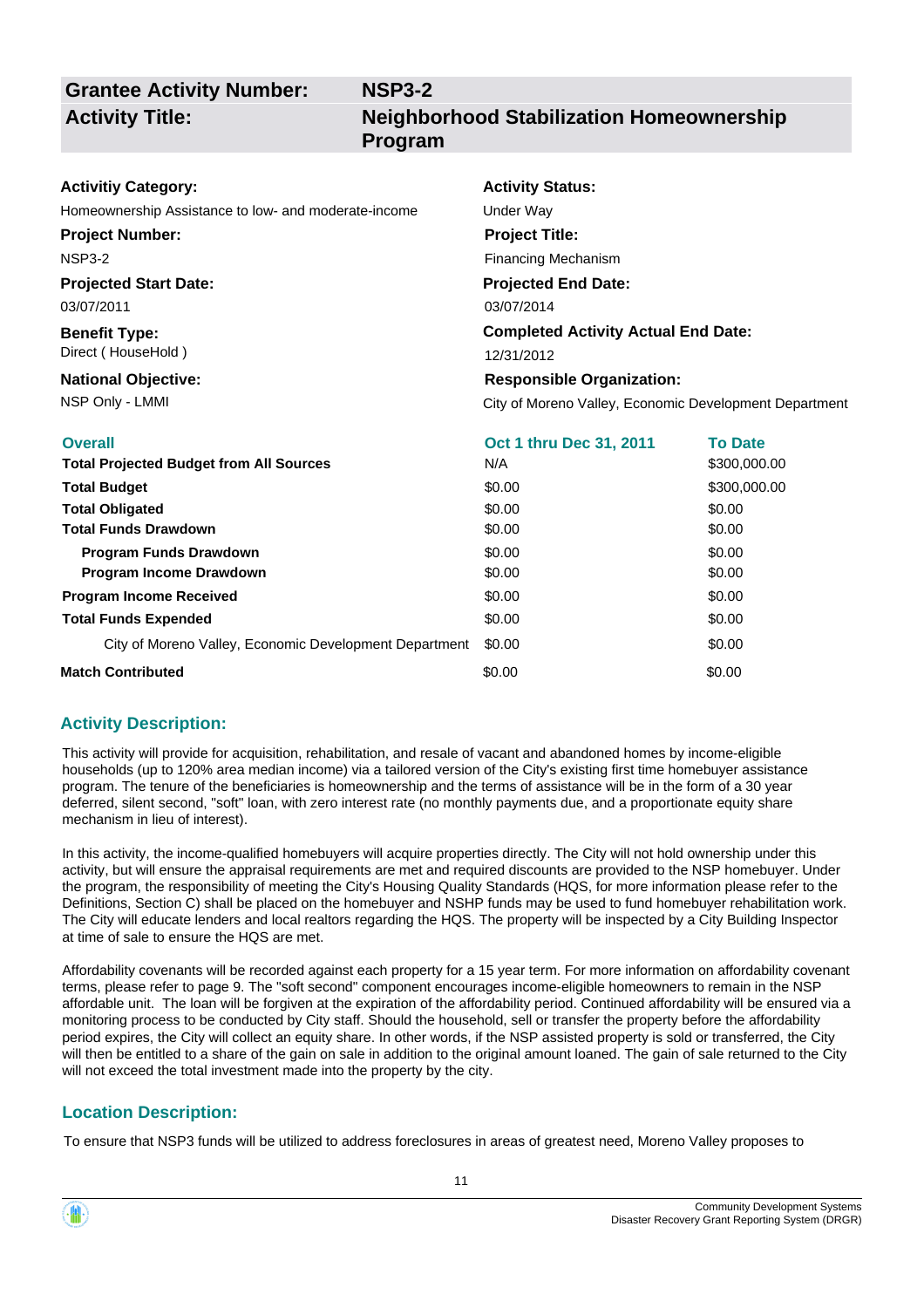| | |
|---|---|
| **Grantee Activity Number:** | **NSP3-2** |
| **Activity Title:** | **Neighborhood Stabilization Homeownership Program** |

**Activitiy Category:**
Homeownership Assistance to low- and moderate-income

**Activity Status:**
Under Way

**Project Number:**
NSP3-2

**Project Title:**
Financing Mechanism

**Projected Start Date:**
03/07/2011

**Projected End Date:**
03/07/2014

**Benefit Type:**
Direct ( HouseHold )

**Completed Activity Actual End Date:**
12/31/2012

**National Objective:**
NSP Only - LMMI

**Responsible Organization:**
City of Moreno Valley, Economic Development Department

| Overall | Oct 1 thru Dec 31, 2011 | To Date |
|---|---|---|
| **Total Projected Budget from All Sources** | N/A | $300,000.00 |
| **Total Budget** | $0.00 | $300,000.00 |
| **Total Obligated** | $0.00 | $0.00 |
| **Total Funds Drawdown** | $0.00 | $0.00 |
| **Program Funds Drawdown** | $0.00 | $0.00 |
| **Program Income Drawdown** | $0.00 | $0.00 |
| **Program Income Received** | $0.00 | $0.00 |
| **Total Funds Expended** | $0.00 | $0.00 |
| City of Moreno Valley, Economic Development Department | $0.00 | $0.00 |
| **Match Contributed** | $0.00 | $0.00 |

## Activity Description:

This activity will provide for acquisition, rehabilitation, and resale of vacant and abandoned homes by income-eligible households (up to 120% area median income) via a tailored version of the City's existing first time homebuyer assistance program. The tenure of the beneficiaries is homeownership and the terms of assistance will be in the form of a 30 year deferred, silent second, "soft" loan, with zero interest rate (no monthly payments due, and a proportionate equity share mechanism in lieu of interest).

In this activity, the income-qualified homebuyers will acquire properties directly. The City will not hold ownership under this activity, but will ensure the appraisal requirements are met and required discounts are provided to the NSP homebuyer. Under the program, the responsibility of meeting the City's Housing Quality Standards (HQS, for more information please refer to the Definitions, Section C) shall be placed on the homebuyer and NSHP funds may be used to fund homebuyer rehabilitation work. The City will educate lenders and local realtors regarding the HQS. The property will be inspected by a City Building Inspector at time of sale to ensure the HQS are met.

Affordability covenants will be recorded against each property for a 15 year term. For more information on affordability covenant terms, please refer to page 9. The "soft second" component encourages income-eligible homeowners to remain in the NSP affordable unit. The loan will be forgiven at the expiration of the affordability period. Continued affordability will be ensured via a monitoring process to be conducted by City staff. Should the household, sell or transfer the property before the affordability period expires, the City will collect an equity share. In other words, if the NSP assisted property is sold or transferred, the City will then be entitled to a share of the gain on sale in addition to the original amount loaned. The gain of sale returned to the City will not exceed the total investment made into the property by the city.

## Location Description:

To ensure that NSP3 funds will be utilized to address foreclosures in areas of greatest need, Moreno Valley proposes to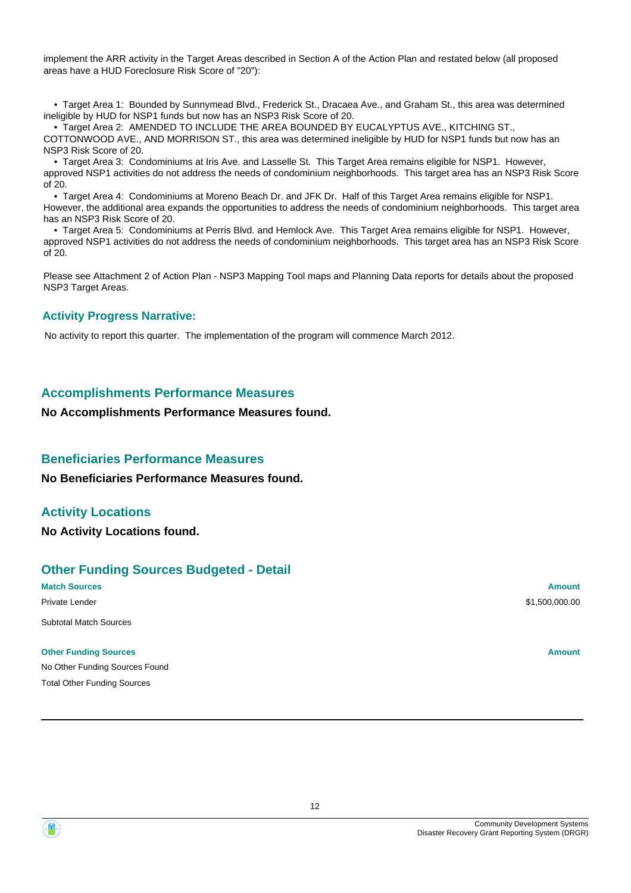implement the ARR activity in the Target Areas described in Section A of the Action Plan and restated below (all proposed areas have a HUD Foreclosure Risk Score of "20"):

- Target Area 1: Bounded by Sunnymead Blvd., Frederick St., Dracaea Ave., and Graham St., this area was determined ineligible by HUD for NSP1 funds but now has an NSP3 Risk Score of 20.
- Target Area 2: AMENDED TO INCLUDE THE AREA BOUNDED BY EUCALYPTUS AVE., KITCHING ST., COTTONWOOD AVE., AND MORRISON ST., this area was determined ineligible by HUD for NSP1 funds but now has an NSP3 Risk Score of 20.
- Target Area 3: Condominiums at Iris Ave. and Lasselle St. This Target Area remains eligible for NSP1. However, approved NSP1 activities do not address the needs of condominium neighborhoods. This target area has an NSP3 Risk Score of 20.
- Target Area 4: Condominiums at Moreno Beach Dr. and JFK Dr. Half of this Target Area remains eligible for NSP1. However, the additional area expands the opportunities to address the needs of condominium neighborhoods. This target area has an NSP3 Risk Score of 20.
- Target Area 5: Condominiums at Perris Blvd. and Hemlock Ave. This Target Area remains eligible for NSP1. However, approved NSP1 activities do not address the needs of condominium neighborhoods. This target area has an NSP3 Risk Score of 20.

Please see Attachment 2 of Action Plan - NSP3 Mapping Tool maps and Planning Data reports for details about the proposed NSP3 Target Areas.

## Activity Progress Narrative:

No activity to report this quarter. The implementation of the program will commence March 2012.

## Accomplishments Performance Measures

**No Accomplishments Performance Measures found.**

## Beneficiaries Performance Measures

**No Beneficiaries Performance Measures found.**

## Activity Locations

**No Activity Locations found.**

## Other Funding Sources Budgeted - Detail

| Match Sources | Amount |
|---|---|
| Private Lender | $1,500,000.00 |
| Subtotal Match Sources | |

| Other Funding Sources | Amount |
|---|---|
| No Other Funding Sources Found | |
| Total Other Funding Sources | |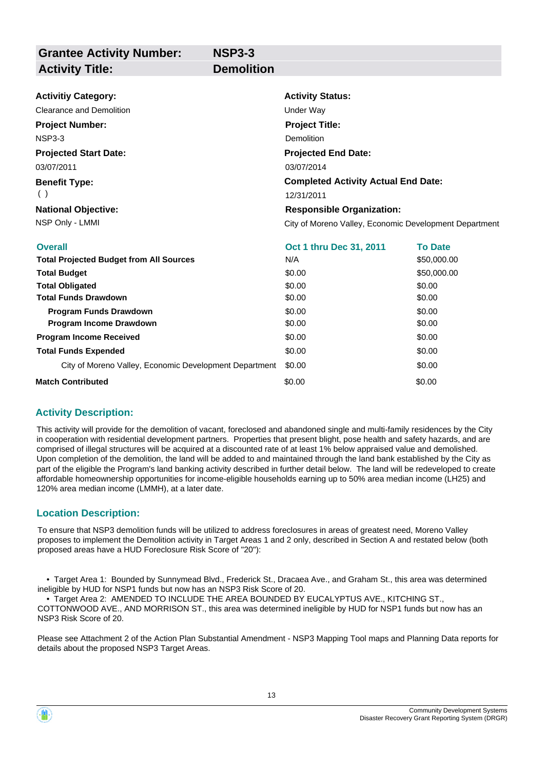| **Grantee Activity Number:** | **NSP3-3** |
| --- | --- |
| **Activity Title:** | **Demolition** |

**Activitiy Category:**
Clearance and Demolition

**Activity Status:**
Under Way

**Project Number:**
NSP3-3

**Project Title:**
Demolition

**Projected Start Date:**
03/07/2011

**Projected End Date:**
03/07/2014

**Benefit Type:**
( )

**Completed Activity Actual End Date:**
12/31/2011

**National Objective:**
NSP Only - LMMI

**Responsible Organization:**
City of Moreno Valley, Economic Development Department

| **Overall** | **Oct 1 thru Dec 31, 2011** | **To Date** |
| --- | --- | --- |
| **Total Projected Budget from All Sources** | N/A | $50,000.00 |
| **Total Budget** | $0.00 | $50,000.00 |
| **Total Obligated** | $0.00 | $0.00 |
| **Total Funds Drawdown** | $0.00 | $0.00 |
| **Program Funds Drawdown** | $0.00 | $0.00 |
| **Program Income Drawdown** | $0.00 | $0.00 |
| **Program Income Received** | $0.00 | $0.00 |
| **Total Funds Expended** | $0.00 | $0.00 |
| City of Moreno Valley, Economic Development Department | $0.00 | $0.00 |
| **Match Contributed** | $0.00 | $0.00 |

## Activity Description:

This activity will provide for the demolition of vacant, foreclosed and abandoned single and multi-family residences by the City in cooperation with residential development partners. Properties that present blight, pose health and safety hazards, and are comprised of illegal structures will be acquired at a discounted rate of at least 1% below appraised value and demolished. Upon completion of the demolition, the land will be added to and maintained through the land bank established by the City as part of the eligible the Program's land banking activity described in further detail below. The land will be redeveloped to create affordable homeownership opportunities for income-eligible households earning up to 50% area median income (LH25) and 120% area median income (LMMH), at a later date.

## Location Description:

To ensure that NSP3 demolition funds will be utilized to address foreclosures in areas of greatest need, Moreno Valley proposes to implement the Demolition activity in Target Areas 1 and 2 only, described in Section A and restated below (both proposed areas have a HUD Foreclosure Risk Score of "20"):

- Target Area 1: Bounded by Sunnymead Blvd., Frederick St., Dracaea Ave., and Graham St., this area was determined ineligible by HUD for NSP1 funds but now has an NSP3 Risk Score of 20.
- Target Area 2: AMENDED TO INCLUDE THE AREA BOUNDED BY EUCALYPTUS AVE., KITCHING ST., COTTONWOOD AVE., AND MORRISON ST., this area was determined ineligible by HUD for NSP1 funds but now has an NSP3 Risk Score of 20.

Please see Attachment 2 of the Action Plan Substantial Amendment - NSP3 Mapping Tool maps and Planning Data reports for details about the proposed NSP3 Target Areas.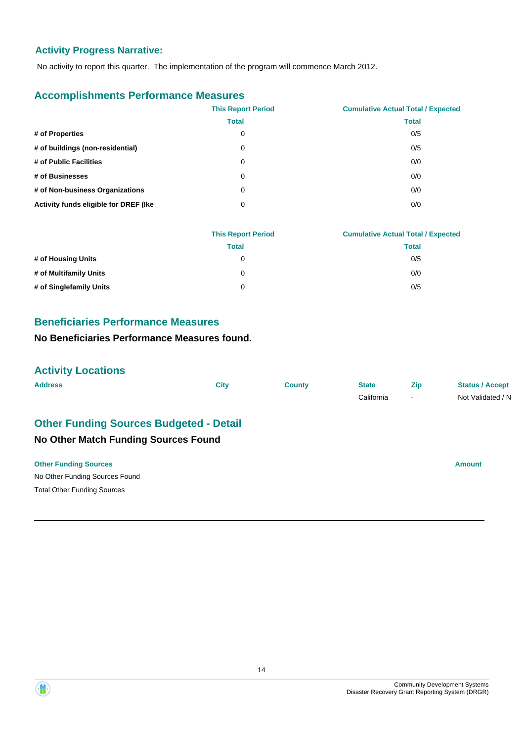## Activity Progress Narrative:

No activity to report this quarter. The implementation of the program will commence March 2012.

## Accomplishments Performance Measures

| | This Report Period | Cumulative Actual Total / Expected |
|---|---|---|
| | Total | Total |
| **# of Properties** | 0 | 0/5 |
| **# of buildings (non-residential)** | 0 | 0/5 |
| **# of Public Facilities** | 0 | 0/0 |
| **# of Businesses** | 0 | 0/0 |
| **# of Non-business Organizations** | 0 | 0/0 |
| **Activity funds eligible for DREF (Ike** | 0 | 0/0 |

| | This Report Period | Cumulative Actual Total / Expected |
|---|---|---|
| | Total | Total |
| **# of Housing Units** | 0 | 0/5 |
| **# of Multifamily Units** | 0 | 0/0 |
| **# of Singlefamily Units** | 0 | 0/5 |

## Beneficiaries Performance Measures

**No Beneficiaries Performance Measures found.**

## Activity Locations

| Address | City | County | State | Zip | Status / Accept |
|---|---|---|---|---|---|
| | | | California | - | Not Validated / N |

## Other Funding Sources Budgeted - Detail

**No Other Match Funding Sources Found**

| Other Funding Sources | Amount |
|---|---|
| No Other Funding Sources Found | |
| Total Other Funding Sources | |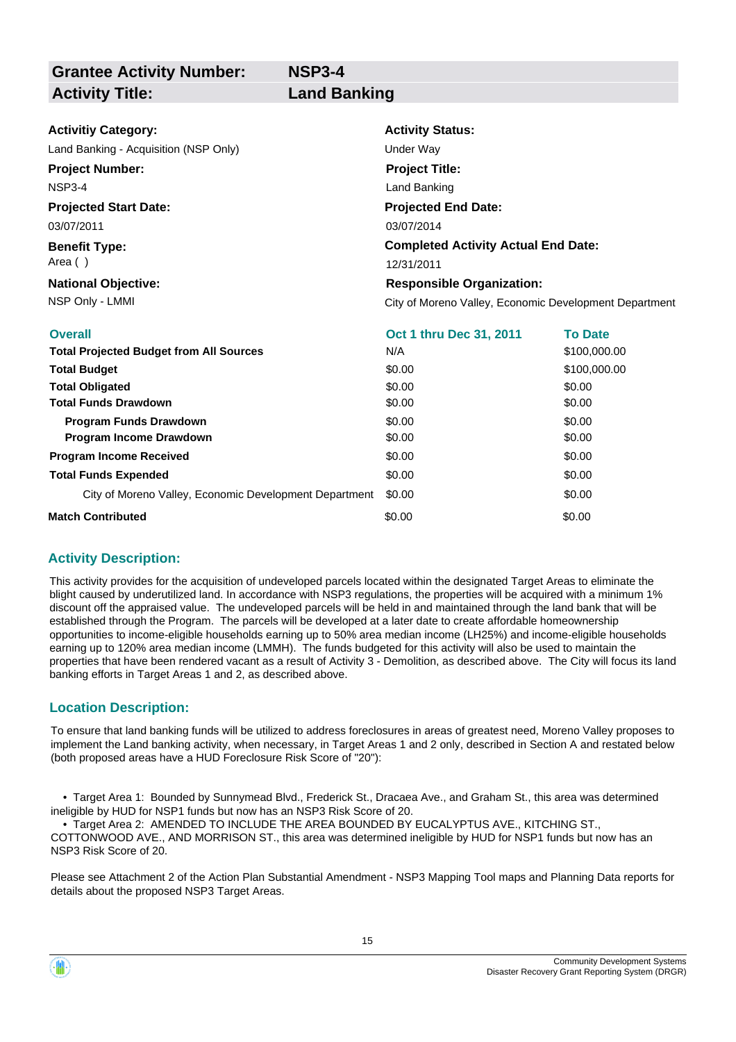| **Grantee Activity Number:** | **NSP3-4** |
|---|---|
| **Activity Title:** | **Land Banking** |

**Activitiy Category:**
Land Banking - Acquisition (NSP Only)

**Activity Status:**
Under Way

**Project Number:**
NSP3-4

**Project Title:**
Land Banking

**Projected Start Date:**
03/07/2011

**Projected End Date:**
03/07/2014

**Benefit Type:**
Area ( )

**Completed Activity Actual End Date:**
12/31/2011

**National Objective:**
NSP Only - LMMI

**Responsible Organization:**
City of Moreno Valley, Economic Development Department

| Overall | Oct 1 thru Dec 31, 2011 | To Date |
|---|---|---|
| **Total Projected Budget from All Sources** | N/A | $100,000.00 |
| **Total Budget** | $0.00 | $100,000.00 |
| **Total Obligated** | $0.00 | $0.00 |
| **Total Funds Drawdown** | $0.00 | $0.00 |
| **Program Funds Drawdown** | $0.00 | $0.00 |
| **Program Income Drawdown** | $0.00 | $0.00 |
| **Program Income Received** | $0.00 | $0.00 |
| **Total Funds Expended** | $0.00 | $0.00 |
| City of Moreno Valley, Economic Development Department | $0.00 | $0.00 |
| **Match Contributed** | $0.00 | $0.00 |

## Activity Description:

This activity provides for the acquisition of undeveloped parcels located within the designated Target Areas to eliminate the blight caused by underutilized land. In accordance with NSP3 regulations, the properties will be acquired with a minimum 1% discount off the appraised value. The undeveloped parcels will be held in and maintained through the land bank that will be established through the Program. The parcels will be developed at a later date to create affordable homeownership opportunities to income-eligible households earning up to 50% area median income (LH25%) and income-eligible households earning up to 120% area median income (LMMH). The funds budgeted for this activity will also be used to maintain the properties that have been rendered vacant as a result of Activity 3 - Demolition, as described above. The City will focus its land banking efforts in Target Areas 1 and 2, as described above.

## Location Description:

To ensure that land banking funds will be utilized to address foreclosures in areas of greatest need, Moreno Valley proposes to implement the Land banking activity, when necessary, in Target Areas 1 and 2 only, described in Section A and restated below (both proposed areas have a HUD Foreclosure Risk Score of "20"):

- Target Area 1: Bounded by Sunnymead Blvd., Frederick St., Dracaea Ave., and Graham St., this area was determined ineligible by HUD for NSP1 funds but now has an NSP3 Risk Score of 20.
- Target Area 2: AMENDED TO INCLUDE THE AREA BOUNDED BY EUCALYPTUS AVE., KITCHING ST., COTTONWOOD AVE., AND MORRISON ST., this area was determined ineligible by HUD for NSP1 funds but now has an NSP3 Risk Score of 20.

Please see Attachment 2 of the Action Plan Substantial Amendment - NSP3 Mapping Tool maps and Planning Data reports for details about the proposed NSP3 Target Areas.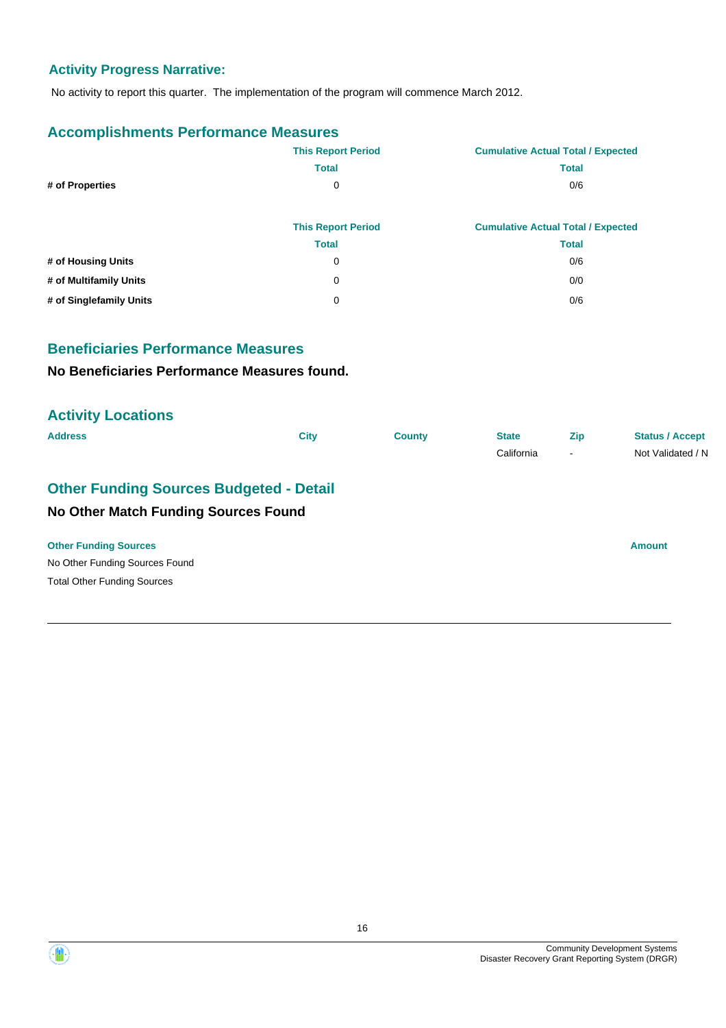### Activity Progress Narrative:

No activity to report this quarter.  The implementation of the program will commence March 2012.

## Accomplishments Performance Measures

| | This Report Period | Cumulative Actual Total / Expected |
|---|---|---|
| | Total | Total |
| **# of Properties** | 0 | 0/6 |

| | This Report Period | Cumulative Actual Total / Expected |
|---|---|---|
| | Total | Total |
| **# of Housing Units** | 0 | 0/6 |
| **# of Multifamily Units** | 0 | 0/0 |
| **# of Singlefamily Units** | 0 | 0/6 |

## Beneficiaries Performance Measures

**No Beneficiaries Performance Measures found.**

## Activity Locations

| Address | City | County | State | Zip | Status / Accept |
|---|---|---|---|---|---|
| | | | California | - | Not Validated / N |

## Other Funding Sources Budgeted - Detail

### No Other Match Funding Sources Found

| Other Funding Sources | Amount |
|---|---|
| No Other Funding Sources Found | |
| Total Other Funding Sources | |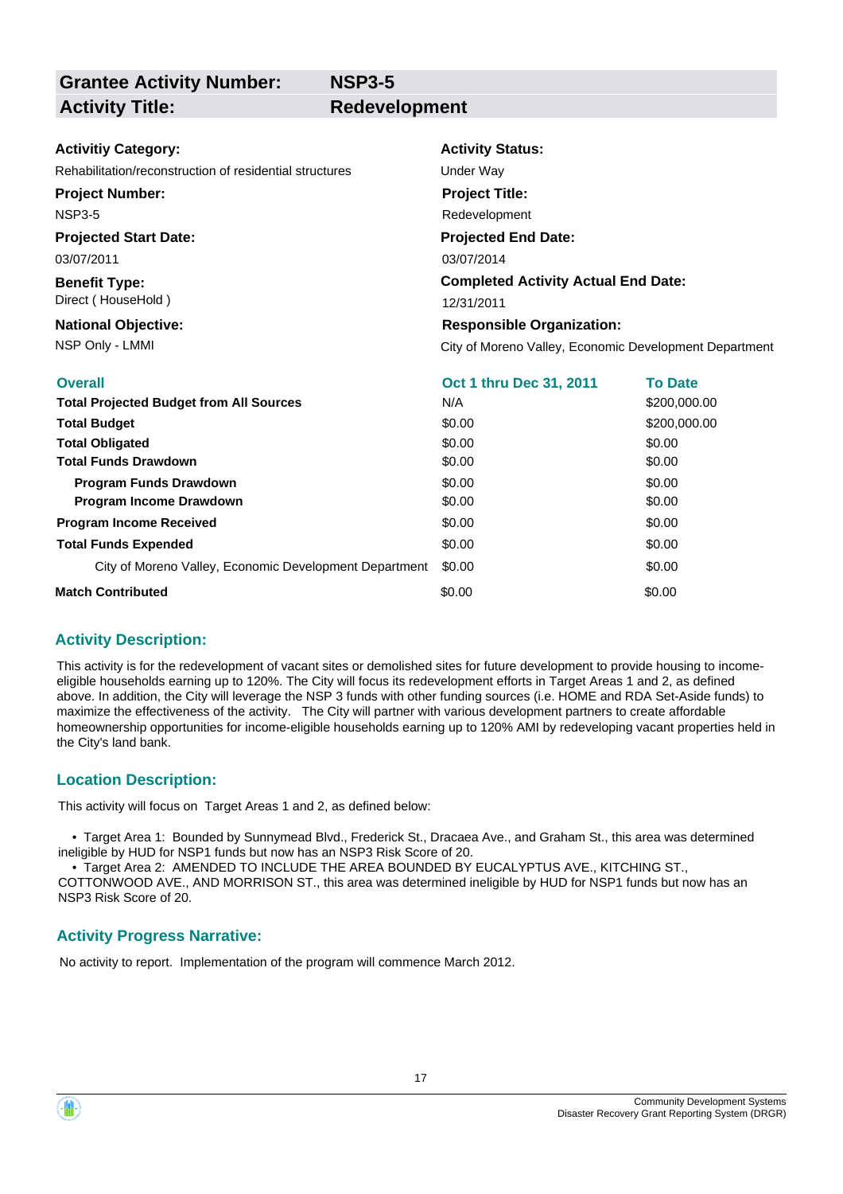| **Grantee Activity Number:** | **NSP3-5** |
|---|---|
| **Activity Title:** | **Redevelopment** |

**Activitiy Category:**
Rehabilitation/reconstruction of residential structures

**Activity Status:**
Under Way

**Project Number:**
NSP3-5

**Project Title:**
Redevelopment

**Projected Start Date:**
03/07/2011

**Projected End Date:**
03/07/2014

**Benefit Type:**
Direct ( HouseHold )

**Completed Activity Actual End Date:**
12/31/2011

**National Objective:**
NSP Only - LMMI

**Responsible Organization:**
City of Moreno Valley, Economic Development Department

| **Overall** | **Oct 1 thru Dec 31, 2011** | **To Date** |
|---|---|---|
| **Total Projected Budget from All Sources** | N/A | $200,000.00 |
| **Total Budget** | $0.00 | $200,000.00 |
| **Total Obligated** | $0.00 | $0.00 |
| **Total Funds Drawdown** | $0.00 | $0.00 |
| **Program Funds Drawdown** | $0.00 | $0.00 |
| **Program Income Drawdown** | $0.00 | $0.00 |
| **Program Income Received** | $0.00 | $0.00 |
| **Total Funds Expended** | $0.00 | $0.00 |
| City of Moreno Valley, Economic Development Department | $0.00 | $0.00 |
| **Match Contributed** | $0.00 | $0.00 |

## Activity Description:

This activity is for the redevelopment of vacant sites or demolished sites for future development to provide housing to income-eligible households earning up to 120%. The City will focus its redevelopment efforts in Target Areas 1 and 2, as defined above. In addition, the City will leverage the NSP 3 funds with other funding sources (i.e. HOME and RDA Set-Aside funds) to maximize the effectiveness of the activity. The City will partner with various development partners to create affordable homeownership opportunities for income-eligible households earning up to 120% AMI by redeveloping vacant properties held in the City's land bank.

## Location Description:

This activity will focus on Target Areas 1 and 2, as defined below:

- Target Area 1: Bounded by Sunnymead Blvd., Frederick St., Dracaea Ave., and Graham St., this area was determined ineligible by HUD for NSP1 funds but now has an NSP3 Risk Score of 20.
- Target Area 2: AMENDED TO INCLUDE THE AREA BOUNDED BY EUCALYPTUS AVE., KITCHING ST., COTTONWOOD AVE., AND MORRISON ST., this area was determined ineligible by HUD for NSP1 funds but now has an NSP3 Risk Score of 20.

## Activity Progress Narrative:

No activity to report. Implementation of the program will commence March 2012.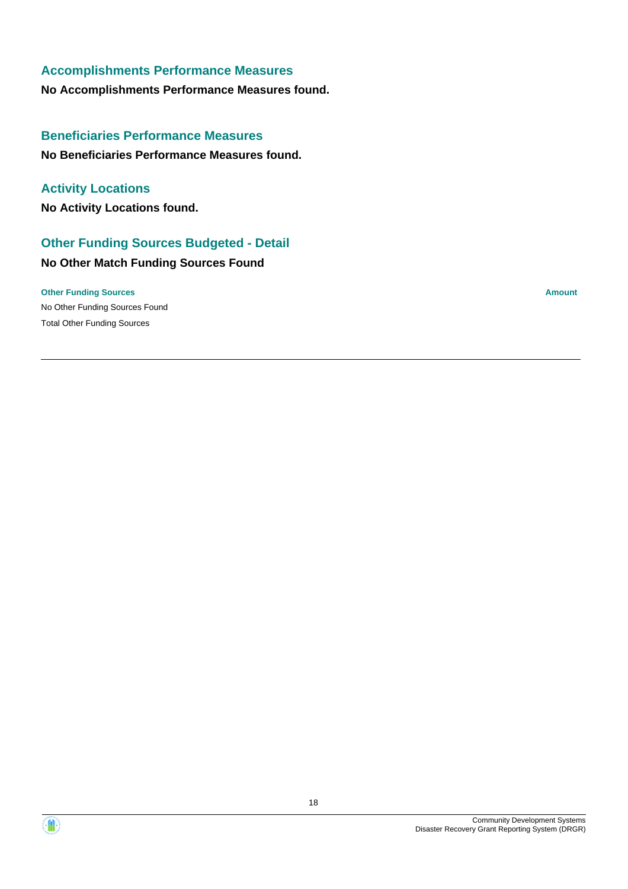## Accomplishments Performance Measures

**No Accomplishments Performance Measures found.**

## Beneficiaries Performance Measures

**No Beneficiaries Performance Measures found.**

## Activity Locations

**No Activity Locations found.**

## Other Funding Sources Budgeted - Detail

**No Other Match Funding Sources Found**

| Other Funding Sources | Amount |
| --- | --- |
| No Other Funding Sources Found | |
| Total Other Funding Sources | |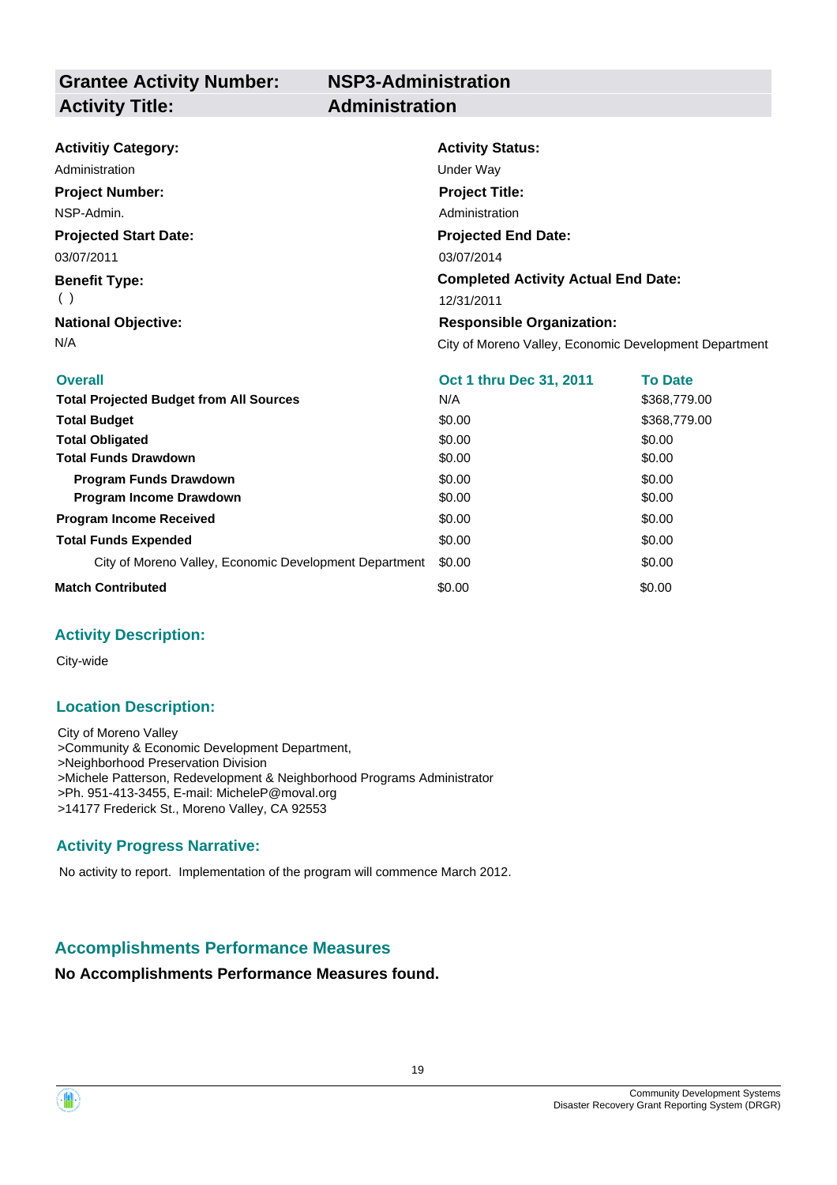| **Grantee Activity Number:** | **NSP3-Administration** |
|---|---|
| **Activity Title:** | **Administration** |

**Activitiy Category:**
Administration

**Activity Status:**
Under Way

**Project Number:**
NSP-Admin.

**Project Title:**
Administration

**Projected Start Date:**
03/07/2011

**Projected End Date:**
03/07/2014

**Benefit Type:**
( )

**Completed Activity Actual End Date:**
12/31/2011

**National Objective:**
N/A

**Responsible Organization:**
City of Moreno Valley, Economic Development Department

| Overall | Oct 1 thru Dec 31, 2011 | To Date |
|---|---|---|
| **Total Projected Budget from All Sources** | N/A | $368,779.00 |
| **Total Budget** | $0.00 | $368,779.00 |
| **Total Obligated** | $0.00 | $0.00 |
| **Total Funds Drawdown** | $0.00 | $0.00 |
| **Program Funds Drawdown** | $0.00 | $0.00 |
| **Program Income Drawdown** | $0.00 | $0.00 |
| **Program Income Received** | $0.00 | $0.00 |
| **Total Funds Expended** | $0.00 | $0.00 |
| City of Moreno Valley, Economic Development Department | $0.00 | $0.00 |
| **Match Contributed** | $0.00 | $0.00 |

## Activity Description:

City-wide

## Location Description:

City of Moreno Valley
>Community & Economic Development Department,
>Neighborhood Preservation Division
>Michele Patterson, Redevelopment & Neighborhood Programs Administrator
>Ph. 951-413-3455, E-mail: MicheleP@moval.org
>14177 Frederick St., Moreno Valley, CA 92553

## Activity Progress Narrative:

No activity to report. Implementation of the program will commence March 2012.

## Accomplishments Performance Measures

**No Accomplishments Performance Measures found.**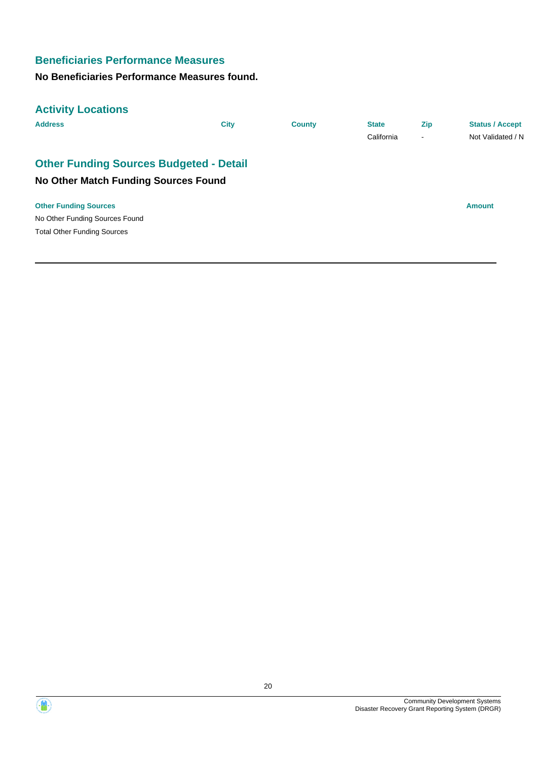## Beneficiaries Performance Measures

**No Beneficiaries Performance Measures found.**

## Activity Locations

| Address | City | County | State | Zip | Status / Accept |
|---|---|---|---|---|---|
| | | | California | - | Not Validated / N |

## Other Funding Sources Budgeted - Detail

### No Other Match Funding Sources Found

| Other Funding Sources | Amount |
|---|---|
| No Other Funding Sources Found | |
| Total Other Funding Sources | |